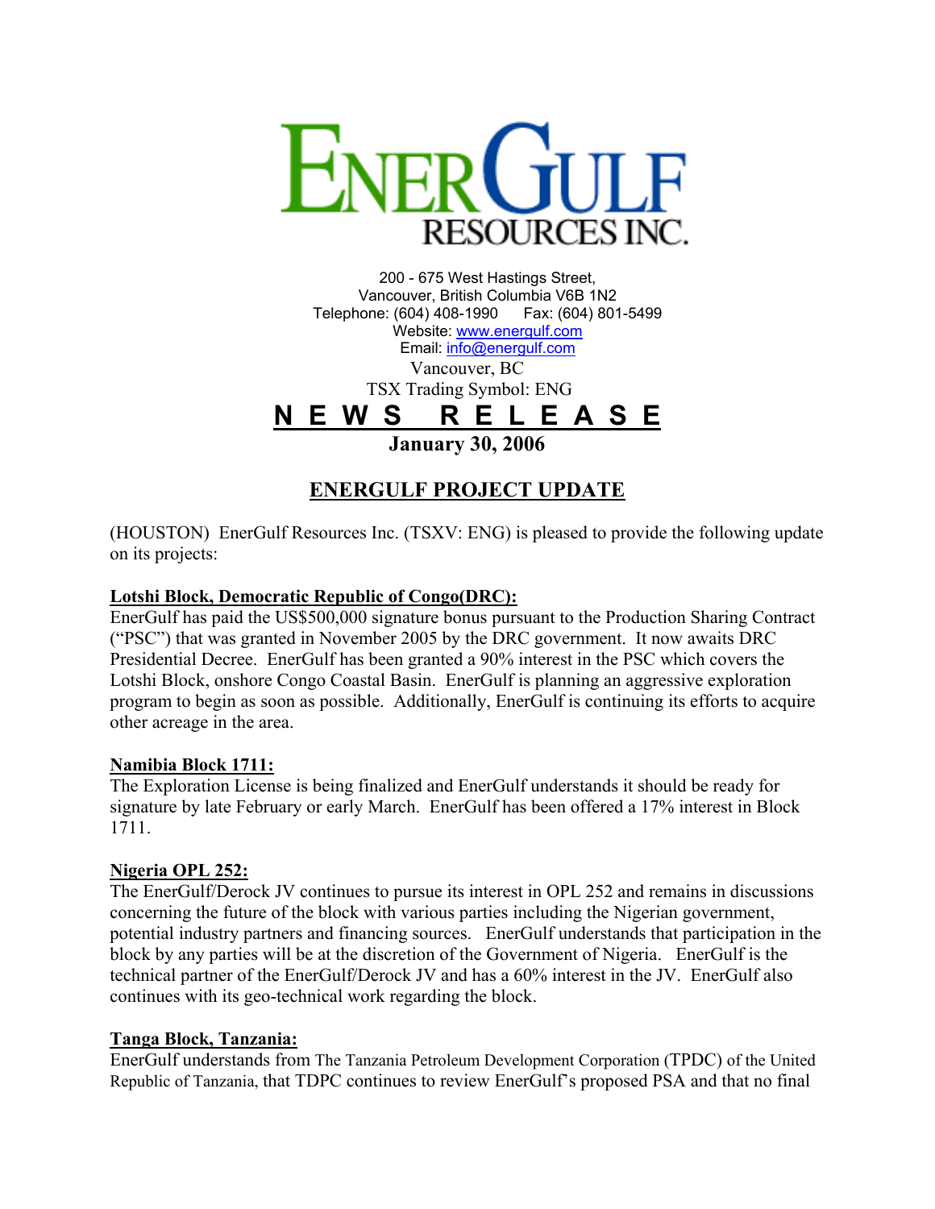# ENERGULF RESOURCES INC.

200 - 675 West Hastings Street,
Vancouver, British Columbia V6B 1N2
Telephone: (604) 408-1990  Fax: (604) 801-5499
Website: www.energulf.com
Email: info@energulf.com

Vancouver, BC
TSX Trading Symbol: ENG

**N E W S   R E L E A S E**

**January 30, 2006**

## ENERGULF PROJECT UPDATE

(HOUSTON) EnerGulf Resources Inc. (TSXV: ENG) is pleased to provide the following update on its projects:

**Lotshi Block, Democratic Republic of Congo(DRC):**

EnerGulf has paid the US$500,000 signature bonus pursuant to the Production Sharing Contract ("PSC") that was granted in November 2005 by the DRC government. It now awaits DRC Presidential Decree. EnerGulf has been granted a 90% interest in the PSC which covers the Lotshi Block, onshore Congo Coastal Basin. EnerGulf is planning an aggressive exploration program to begin as soon as possible. Additionally, EnerGulf is continuing its efforts to acquire other acreage in the area.

**Namibia Block 1711:**

The Exploration License is being finalized and EnerGulf understands it should be ready for signature by late February or early March. EnerGulf has been offered a 17% interest in Block 1711.

**Nigeria OPL 252:**

The EnerGulf/Derock JV continues to pursue its interest in OPL 252 and remains in discussions concerning the future of the block with various parties including the Nigerian government, potential industry partners and financing sources. EnerGulf understands that participation in the block by any parties will be at the discretion of the Government of Nigeria. EnerGulf is the technical partner of the EnerGulf/Derock JV and has a 60% interest in the JV. EnerGulf also continues with its geo-technical work regarding the block.

**Tanga Block, Tanzania:**

EnerGulf understands from The Tanzania Petroleum Development Corporation (TPDC) of the United Republic of Tanzania, that TDPC continues to review EnerGulf's proposed PSA and that no final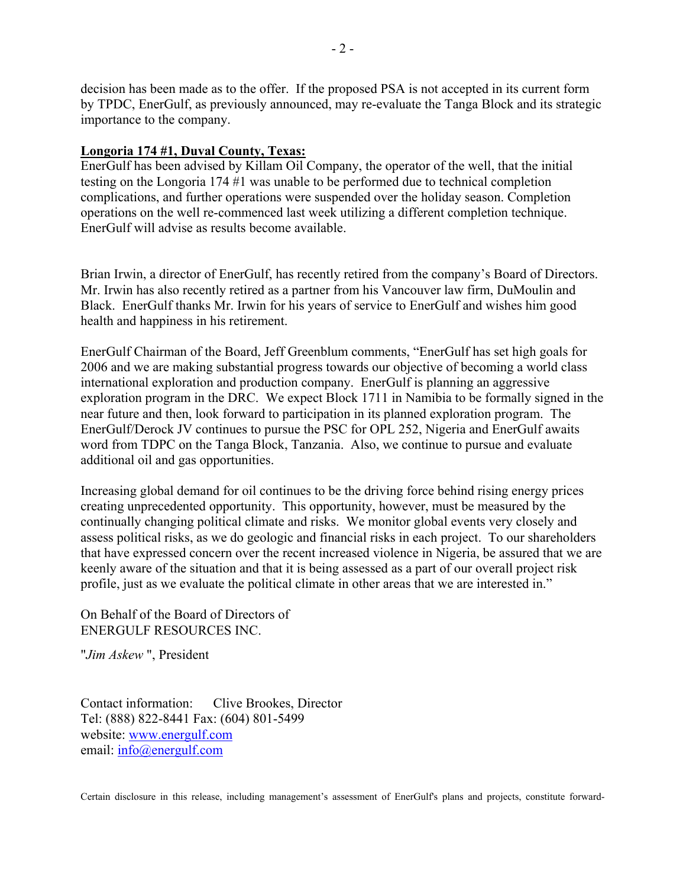decision has been made as to the offer. If the proposed PSA is not accepted in its current form by TPDC, EnerGulf, as previously announced, may re-evaluate the Tanga Block and its strategic importance to the company.

**Longoria 174 #1, Duval County, Texas:**
EnerGulf has been advised by Killam Oil Company, the operator of the well, that the initial testing on the Longoria 174 #1 was unable to be performed due to technical completion complications, and further operations were suspended over the holiday season. Completion operations on the well re-commenced last week utilizing a different completion technique. EnerGulf will advise as results become available.

Brian Irwin, a director of EnerGulf, has recently retired from the company's Board of Directors. Mr. Irwin has also recently retired as a partner from his Vancouver law firm, DuMoulin and Black. EnerGulf thanks Mr. Irwin for his years of service to EnerGulf and wishes him good health and happiness in his retirement.

EnerGulf Chairman of the Board, Jeff Greenblum comments, "EnerGulf has set high goals for 2006 and we are making substantial progress towards our objective of becoming a world class international exploration and production company. EnerGulf is planning an aggressive exploration program in the DRC. We expect Block 1711 in Namibia to be formally signed in the near future and then, look forward to participation in its planned exploration program. The EnerGulf/Derock JV continues to pursue the PSC for OPL 252, Nigeria and EnerGulf awaits word from TDPC on the Tanga Block, Tanzania. Also, we continue to pursue and evaluate additional oil and gas opportunities.

Increasing global demand for oil continues to be the driving force behind rising energy prices creating unprecedented opportunity. This opportunity, however, must be measured by the continually changing political climate and risks. We monitor global events very closely and assess political risks, as we do geologic and financial risks in each project. To our shareholders that have expressed concern over the recent increased violence in Nigeria, be assured that we are keenly aware of the situation and that it is being assessed as a part of our overall project risk profile, just as we evaluate the political climate in other areas that we are interested in."

On Behalf of the Board of Directors of
ENERGULF RESOURCES INC.

"*Jim Askew* ", President

Contact information: Clive Brookes, Director
Tel: (888) 822-8441 Fax: (604) 801-5499
website: www.energulf.com
email: info@energulf.com

Certain disclosure in this release, including management's assessment of EnerGulf's plans and projects, constitute forward-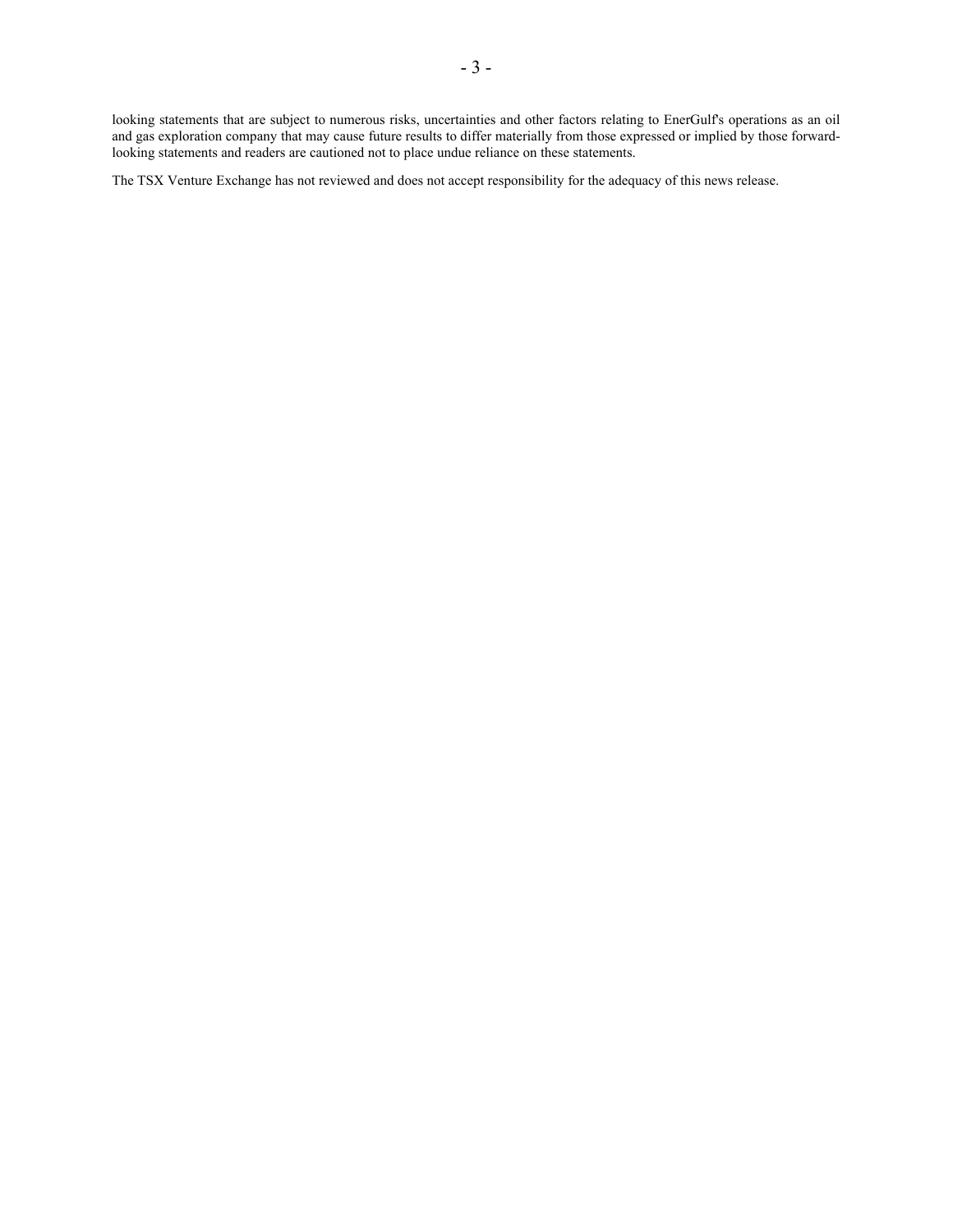looking statements that are subject to numerous risks, uncertainties and other factors relating to EnerGulf's operations as an oil and gas exploration company that may cause future results to differ materially from those expressed or implied by those forward-looking statements and readers are cautioned not to place undue reliance on these statements.

The TSX Venture Exchange has not reviewed and does not accept responsibility for the adequacy of this news release.